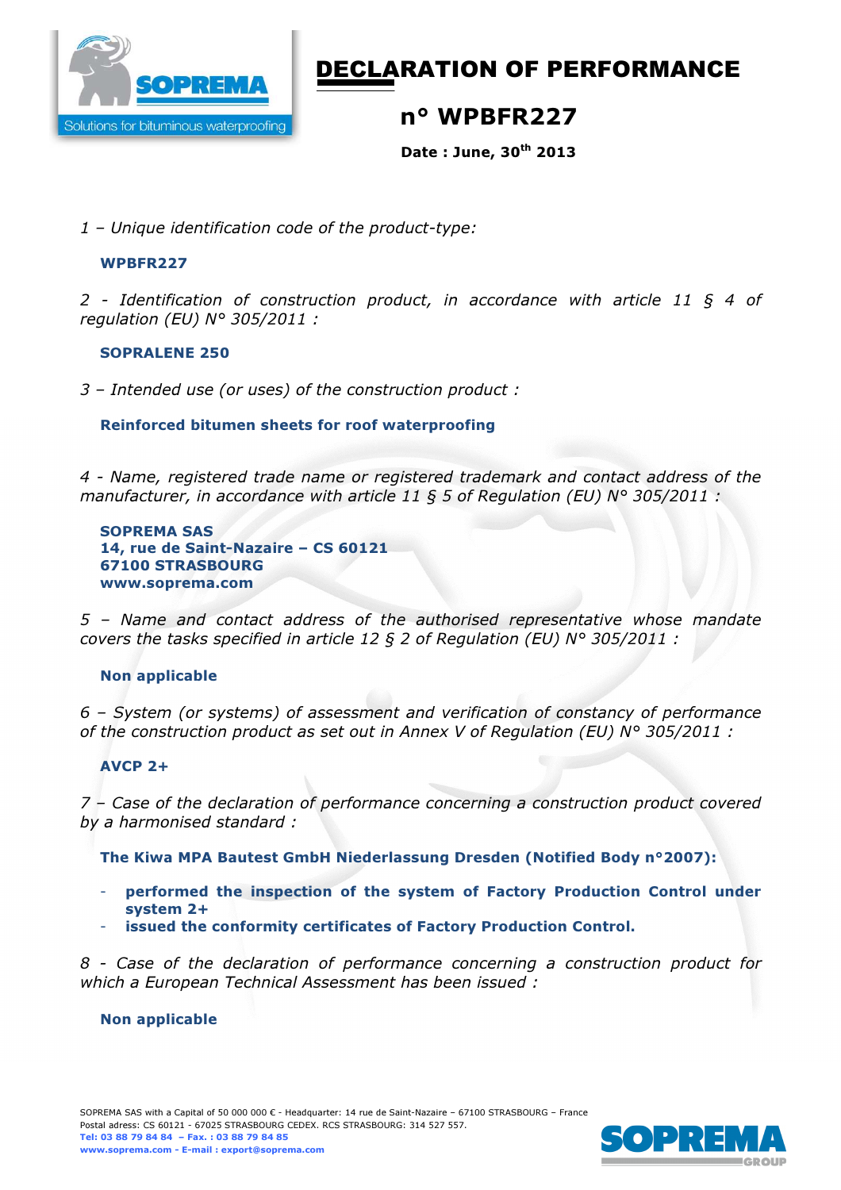# DECLARATION OF PERFORMANCE

## n° WPBFR227

**Date : June, 30th 2013**

*1 – Unique identification code of the product-type:*

**WPBFR227**

*2 - Identification of construction product, in accordance with article 11 § 4 of regulation (EU) N° 305/2011 :*

**SOPRALENE 250**

*3 – Intended use (or uses) of the construction product :*

**Reinforced bitumen sheets for roof waterproofing**

*4 - Name, registered trade name or registered trademark and contact address of the manufacturer, in accordance with article 11 § 5 of Regulation (EU) N° 305/2011 :*

**SOPREMA SAS**
**14, rue de Saint-Nazaire – CS 60121**
**67100 STRASBOURG**
**www.soprema.com**

*5 – Name and contact address of the authorised representative whose mandate covers the tasks specified in article 12 § 2 of Regulation (EU) N° 305/2011 :*

**Non applicable**

*6 – System (or systems) of assessment and verification of constancy of performance of the construction product as set out in Annex V of Regulation (EU) N° 305/2011 :*

**AVCP 2+**

*7 – Case of the declaration of performance concerning a construction product covered by a harmonised standard :*

**The Kiwa MPA Bautest GmbH Niederlassung Dresden (Notified Body n°2007):**

- **performed the inspection of the system of Factory Production Control under system 2+**
- **issued the conformity certificates of Factory Production Control.**

*8 - Case of the declaration of performance concerning a construction product for which a European Technical Assessment has been issued :*

**Non applicable**

SOPREMA SAS with a Capital of 50 000 000 € - Headquarter: 14 rue de Saint-Nazaire – 67100 STRASBOURG – France
Postal adress: CS 60121 - 67025 STRASBOURG CEDEX. RCS STRASBOURG: 314 527 557.
**Tel: 03 88 79 84 84 – Fax. : 03 88 79 84 85**
**www.soprema.com - E-mail : export@soprema.com**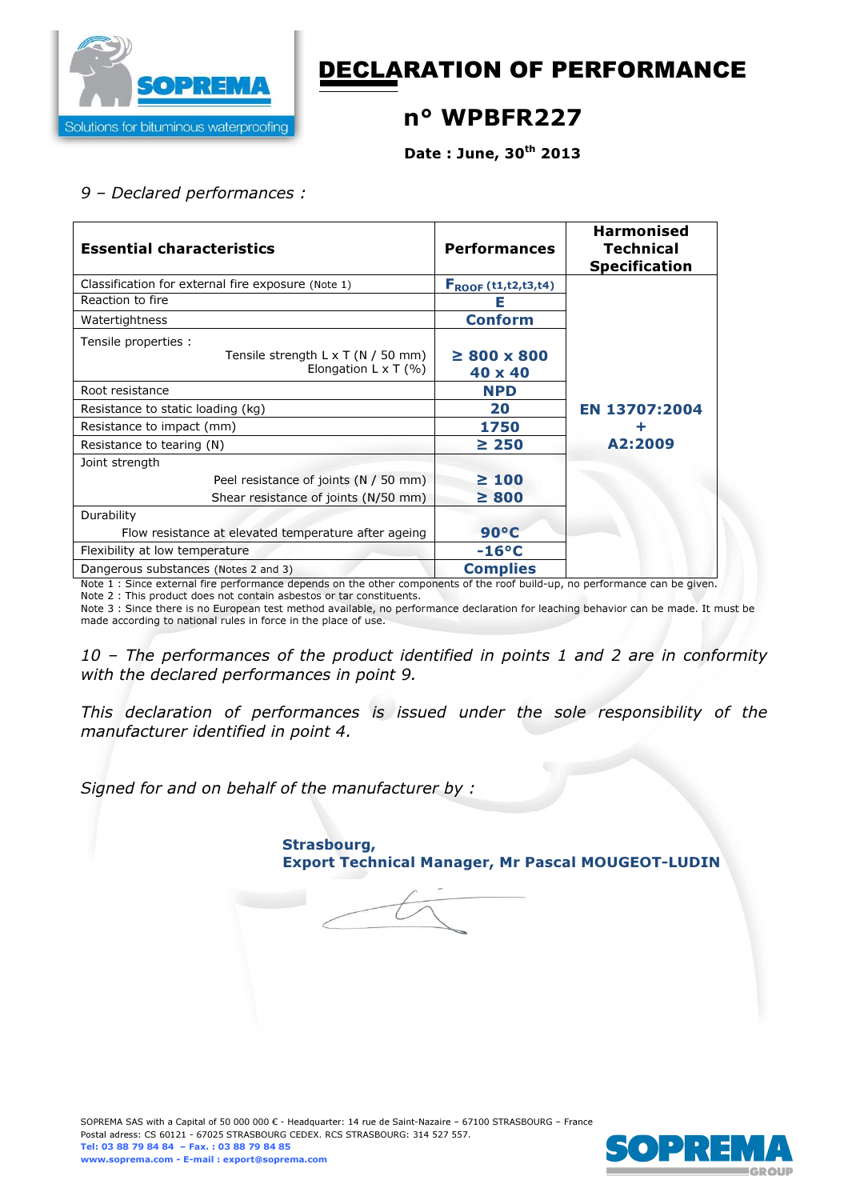# DECLARATION OF PERFORMANCE

## n° WPBFR227

**Date : June, 30th 2013**

*9 – Declared performances :*

| Essential characteristics | Performances | Harmonised Technical Specification |
|---|---|---|
| Classification for external fire exposure (Note 1) | **$F_{ROOF}$ (t1,t2,t3,t4)** | **EN 13707:2004 + A2:2009** |
| Reaction to fire | **E** | |
| Watertightness | **Conform** | |
| Tensile properties : Tensile strength L x T (N / 50 mm) Elongation L x T (%) | **≥ 800 x 800** **40 x 40** | |
| Root resistance | **NPD** | |
| Resistance to static loading (kg) | **20** | |
| Resistance to impact (mm) | **1750** | |
| Resistance to tearing (N) | **≥ 250** | |
| Joint strength Peel resistance of joints (N / 50 mm) Shear resistance of joints (N/50 mm) | **≥ 100** **≥ 800** | |
| Durability Flow resistance at elevated temperature after ageing | **90°C** | |
| Flexibility at low temperature | **-16°C** | |
| Dangerous substances (Notes 2 and 3) | **Complies** | |

Note 1 : Since external fire performance depends on the other components of the roof build-up, no performance can be given.
Note 2 : This product does not contain asbestos or tar constituents.
Note 3 : Since there is no European test method available, no performance declaration for leaching behavior can be made. It must be made according to national rules in force in the place of use.

*10 – The performances of the product identified in points 1 and 2 are in conformity with the declared performances in point 9.*

*This declaration of performances is issued under the sole responsibility of the manufacturer identified in point 4.*

*Signed for and on behalf of the manufacturer by :*

**Strasbourg,**
**Export Technical Manager, Mr Pascal MOUGEOT-LUDIN**

SOPREMA SAS with a Capital of 50 000 000 € - Headquarter: 14 rue de Saint-Nazaire – 67100 STRASBOURG – France
Postal adress: CS 60121 - 67025 STRASBOURG CEDEX. RCS STRASBOURG: 314 527 557.
**Tel: 03 88 79 84 84 – Fax. : 03 88 79 84 85**
**www.soprema.com - E-mail : export@soprema.com**